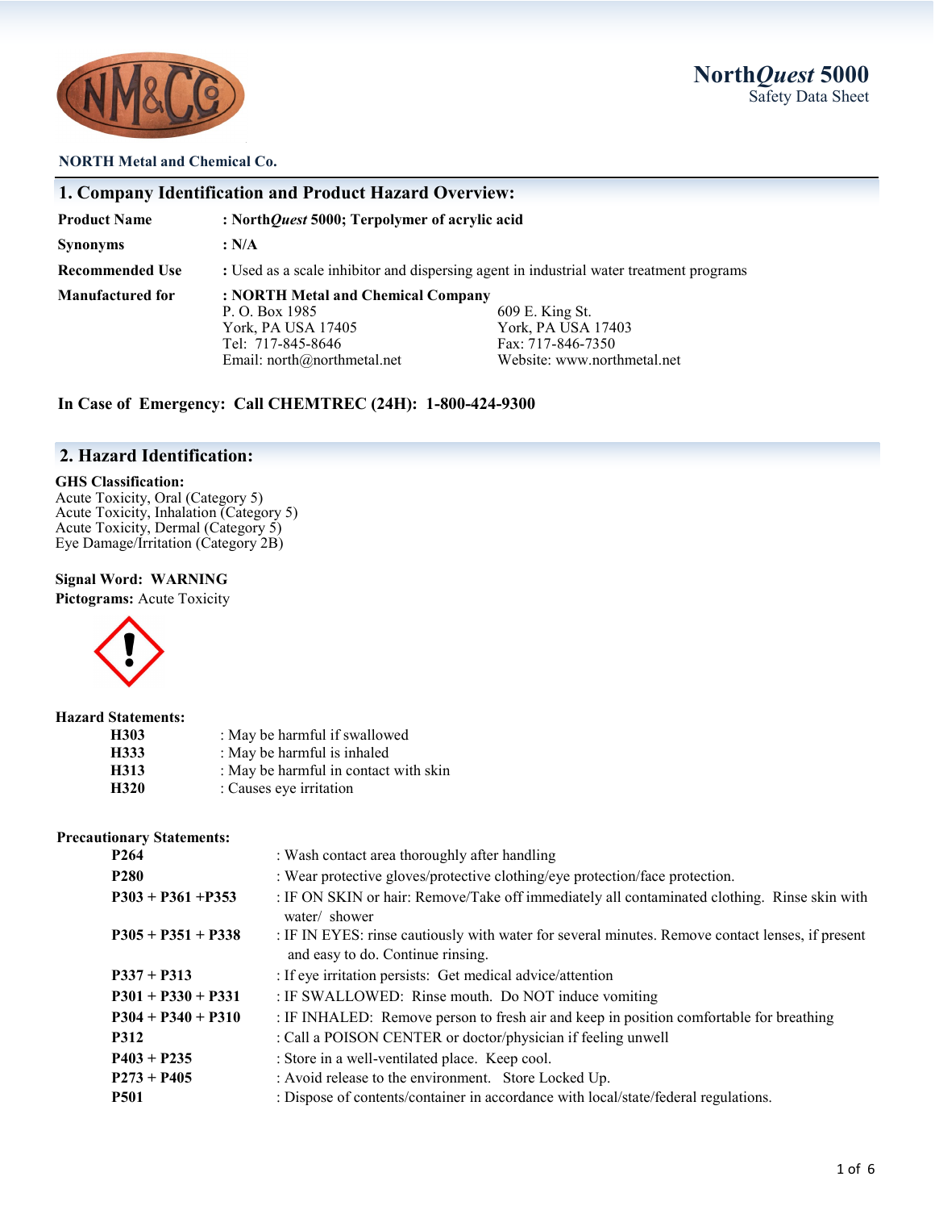**NorthQuest 5000**
Safety Data Sheet

**NORTH Metal and Chemical Co.**

## 1. Company Identification and Product Hazard Overview:

| | |
|---|---|
| **Product Name** | **: North*Quest* 5000; Terpolymer of acrylic acid** |
| **Synonyms** | **: N/A** |
| **Recommended Use** | : Used as a scale inhibitor and dispersing agent in industrial water treatment programs |
| **Manufactured for** | **: NORTH Metal and Chemical Company**<br>P. O. Box 1985<br>York, PA USA 17405<br>Tel: 717-845-8646<br>Email: north@northmetal.net<br><br>609 E. King St.<br>York, PA USA 17403<br>Fax: 717-846-7350<br>Website: www.northmetal.net |

**In Case of Emergency: Call CHEMTREC (24H): 1-800-424-9300**

## 2. Hazard Identification:

**GHS Classification:**
Acute Toxicity, Oral (Category 5)
Acute Toxicity, Inhalation (Category 5)
Acute Toxicity, Dermal (Category 5)
Eye Damage/Irritation (Category 2B)

**Signal Word: WARNING**
**Pictograms:** Acute Toxicity

**Hazard Statements:**

| | |
|---|---|
| **H303** | : May be harmful if swallowed |
| **H333** | : May be harmful is inhaled |
| **H313** | : May be harmful in contact with skin |
| **H320** | : Causes eye irritation |

**Precautionary Statements:**

| | |
|---|---|
| **P264** | : Wash contact area thoroughly after handling |
| **P280** | : Wear protective gloves/protective clothing/eye protection/face protection. |
| **P303 + P361 +P353** | : IF ON SKIN or hair: Remove/Take off immediately all contaminated clothing. Rinse skin with water/ shower |
| **P305 + P351 + P338** | : IF IN EYES: rinse cautiously with water for several minutes. Remove contact lenses, if present and easy to do. Continue rinsing. |
| **P337 + P313** | : If eye irritation persists: Get medical advice/attention |
| **P301 + P330 + P331** | : IF SWALLOWED: Rinse mouth. Do NOT induce vomiting |
| **P304 + P340 + P310** | : IF INHALED: Remove person to fresh air and keep in position comfortable for breathing |
| **P312** | : Call a POISON CENTER or doctor/physician if feeling unwell |
| **P403 + P235** | : Store in a well-ventilated place. Keep cool. |
| **P273 + P405** | : Avoid release to the environment. Store Locked Up. |
| **P501** | : Dispose of contents/container in accordance with local/state/federal regulations. |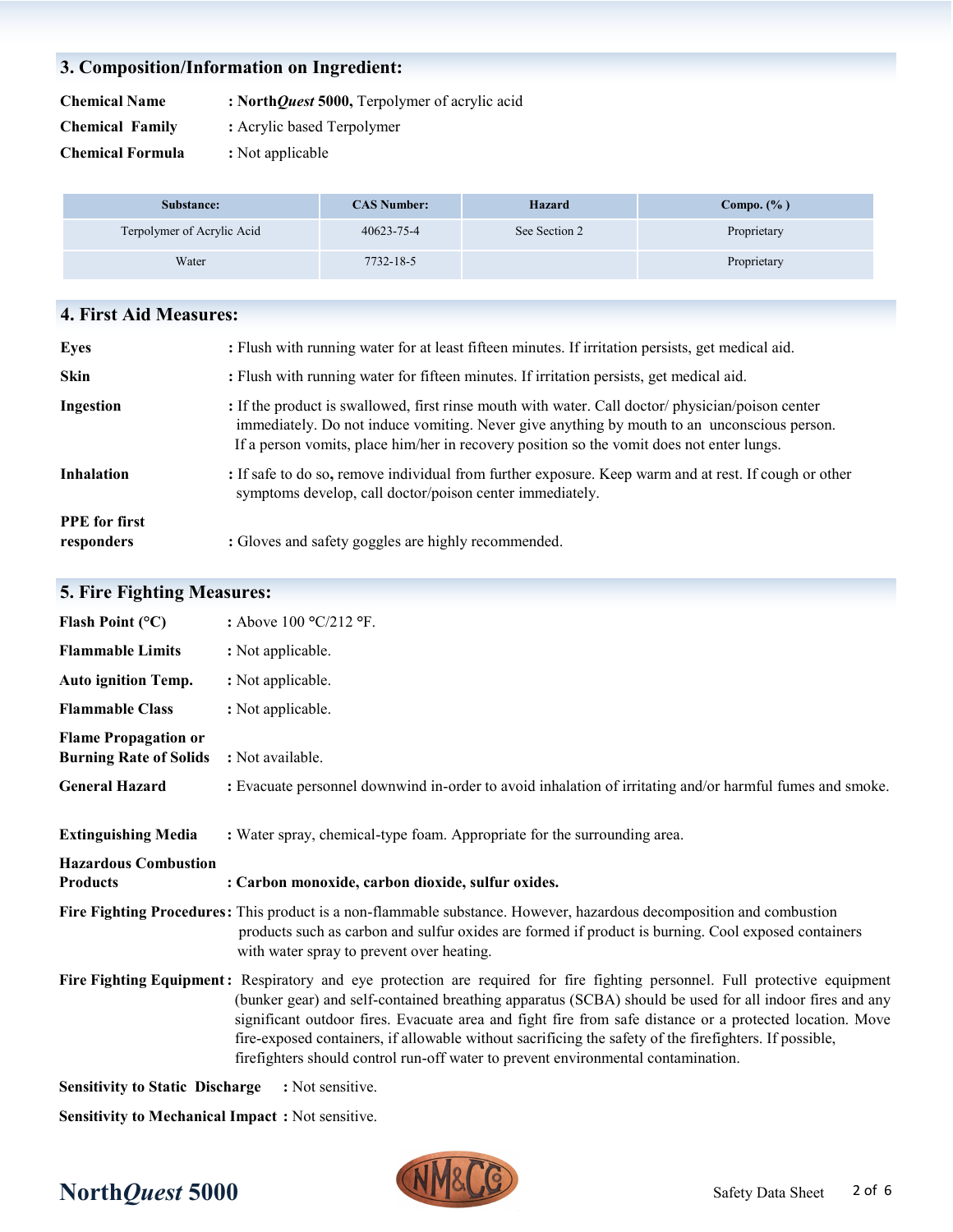## 3. Composition/Information on Ingredient:

**Chemical Name** : **North*Quest* 5000,** Terpolymer of acrylic acid

**Chemical Family** : Acrylic based Terpolymer

**Chemical Formula** : Not applicable

| Substance: | CAS Number: | Hazard | Compo. (%) |
|---|---|---|---|
| Terpolymer of Acrylic Acid | 40623-75-4 | See Section 2 | Proprietary |
| Water | 7732-18-5 | | Proprietary |

## 4. First Aid Measures:

**Eyes** : Flush with running water for at least fifteen minutes. If irritation persists, get medical aid.

**Skin** : Flush with running water for fifteen minutes. If irritation persists, get medical aid.

**Ingestion** : If the product is swallowed, first rinse mouth with water. Call doctor/ physician/poison center immediately. Do not induce vomiting. Never give anything by mouth to an unconscious person. If a person vomits, place him/her in recovery position so the vomit does not enter lungs.

**Inhalation** : If safe to do so, remove individual from further exposure. Keep warm and at rest. If cough or other symptoms develop, call doctor/poison center immediately.

**PPE for first responders** : Gloves and safety goggles are highly recommended.

## 5. Fire Fighting Measures:

**Flash Point (°C)** : Above 100 °C/212 °F.

**Flammable Limits** : Not applicable.

**Auto ignition Temp.** : Not applicable.

**Flammable Class** : Not applicable.

**Flame Propagation or Burning Rate of Solids** : Not available.

**General Hazard** : Evacuate personnel downwind in-order to avoid inhalation of irritating and/or harmful fumes and smoke.

**Extinguishing Media** : Water spray, chemical-type foam. Appropriate for the surrounding area.

**Hazardous Combustion Products** : **Carbon monoxide, carbon dioxide, sulfur oxides.**

**Fire Fighting Procedures**: This product is a non-flammable substance. However, hazardous decomposition and combustion products such as carbon and sulfur oxides are formed if product is burning. Cool exposed containers with water spray to prevent over heating.

**Fire Fighting Equipment**: Respiratory and eye protection are required for fire fighting personnel. Full protective equipment (bunker gear) and self-contained breathing apparatus (SCBA) should be used for all indoor fires and any significant outdoor fires. Evacuate area and fight fire from safe distance or a protected location. Move fire-exposed containers, if allowable without sacrificing the safety of the firefighters. If possible, firefighters should control run-off water to prevent environmental contamination.

**Sensitivity to Static Discharge** : Not sensitive.

**Sensitivity to Mechanical Impact** : Not sensitive.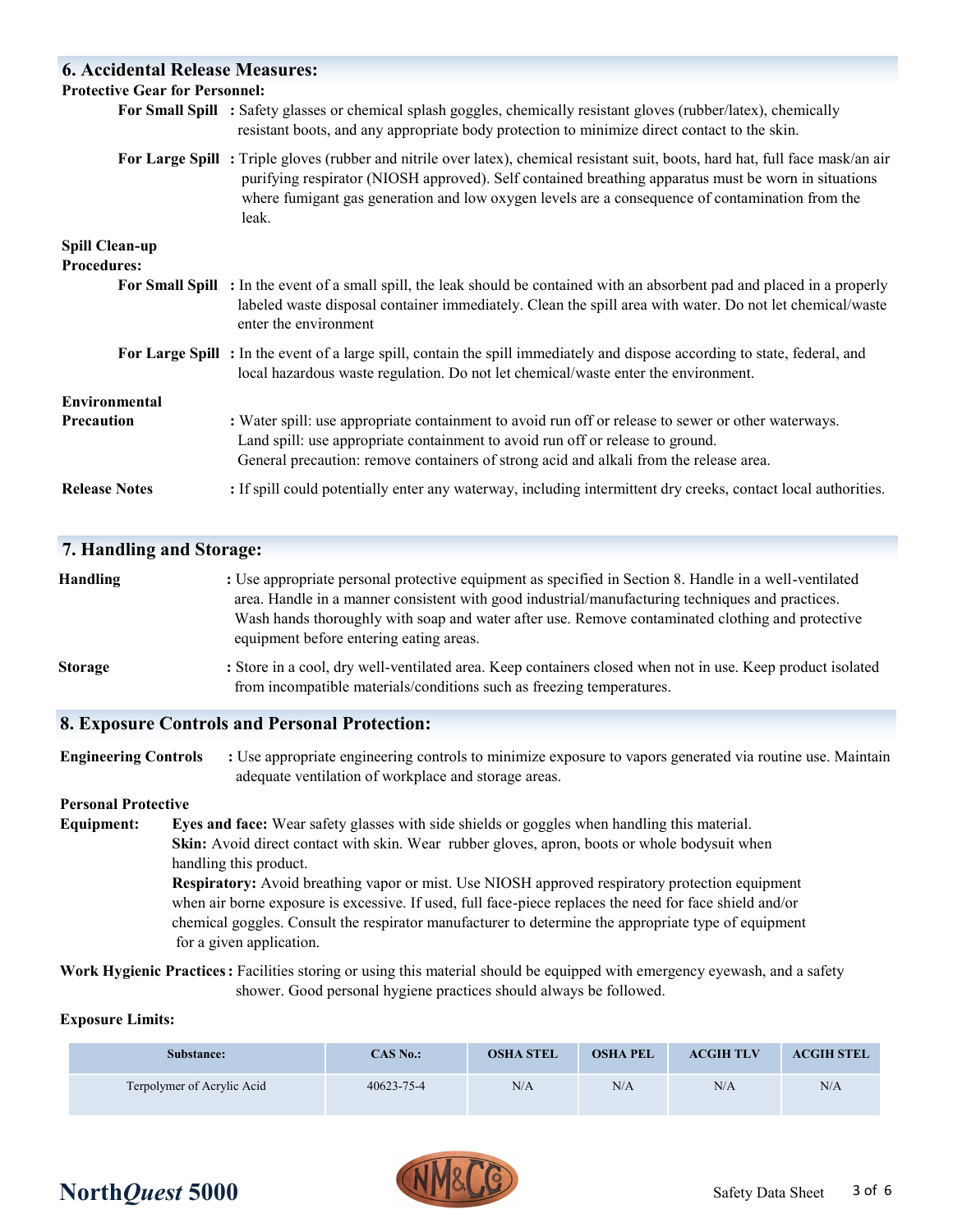## 6. Accidental Release Measures:

**Protective Gear for Personnel:**

**For Small Spill** : Safety glasses or chemical splash goggles, chemically resistant gloves (rubber/latex), chemically resistant boots, and any appropriate body protection to minimize direct contact to the skin.

**For Large Spill** : Triple gloves (rubber and nitrile over latex), chemical resistant suit, boots, hard hat, full face mask/an air purifying respirator (NIOSH approved). Self contained breathing apparatus must be worn in situations where fumigant gas generation and low oxygen levels are a consequence of contamination from the leak.

**Spill Clean-up Procedures:**

**For Small Spill** : In the event of a small spill, the leak should be contained with an absorbent pad and placed in a properly labeled waste disposal container immediately. Clean the spill area with water. Do not let chemical/waste enter the environment

**For Large Spill** : In the event of a large spill, contain the spill immediately and dispose according to state, federal, and local hazardous waste regulation. Do not let chemical/waste enter the environment.

**Environmental Precaution** : Water spill: use appropriate containment to avoid run off or release to sewer or other waterways.
Land spill: use appropriate containment to avoid run off or release to ground.
General precaution: remove containers of strong acid and alkali from the release area.

**Release Notes** : If spill could potentially enter any waterway, including intermittent dry creeks, contact local authorities.

## 7. Handling and Storage:

**Handling** : Use appropriate personal protective equipment as specified in Section 8. Handle in a well-ventilated area. Handle in a manner consistent with good industrial/manufacturing techniques and practices. Wash hands thoroughly with soap and water after use. Remove contaminated clothing and protective equipment before entering eating areas.

**Storage** : Store in a cool, dry well-ventilated area. Keep containers closed when not in use. Keep product isolated from incompatible materials/conditions such as freezing temperatures.

## 8. Exposure Controls and Personal Protection:

**Engineering Controls** : Use appropriate engineering controls to minimize exposure to vapors generated via routine use. Maintain adequate ventilation of workplace and storage areas.

**Personal Protective Equipment:**

**Eyes and face:** Wear safety glasses with side shields or goggles when handling this material.
**Skin:** Avoid direct contact with skin. Wear rubber gloves, apron, boots or whole bodysuit when handling this product.
**Respiratory:** Avoid breathing vapor or mist. Use NIOSH approved respiratory protection equipment when air borne exposure is excessive. If used, full face-piece replaces the need for face shield and/or chemical goggles. Consult the respirator manufacturer to determine the appropriate type of equipment for a given application.

**Work Hygienic Practices** : Facilities storing or using this material should be equipped with emergency eyewash, and a safety shower. Good personal hygiene practices should always be followed.

**Exposure Limits:**

| Substance: | CAS No.: | OSHA STEL | OSHA PEL | ACGIH TLV | ACGIH STEL |
|---|---|---|---|---|---|
| Terpolymer of Acrylic Acid | 40623-75-4 | N/A | N/A | N/A | N/A |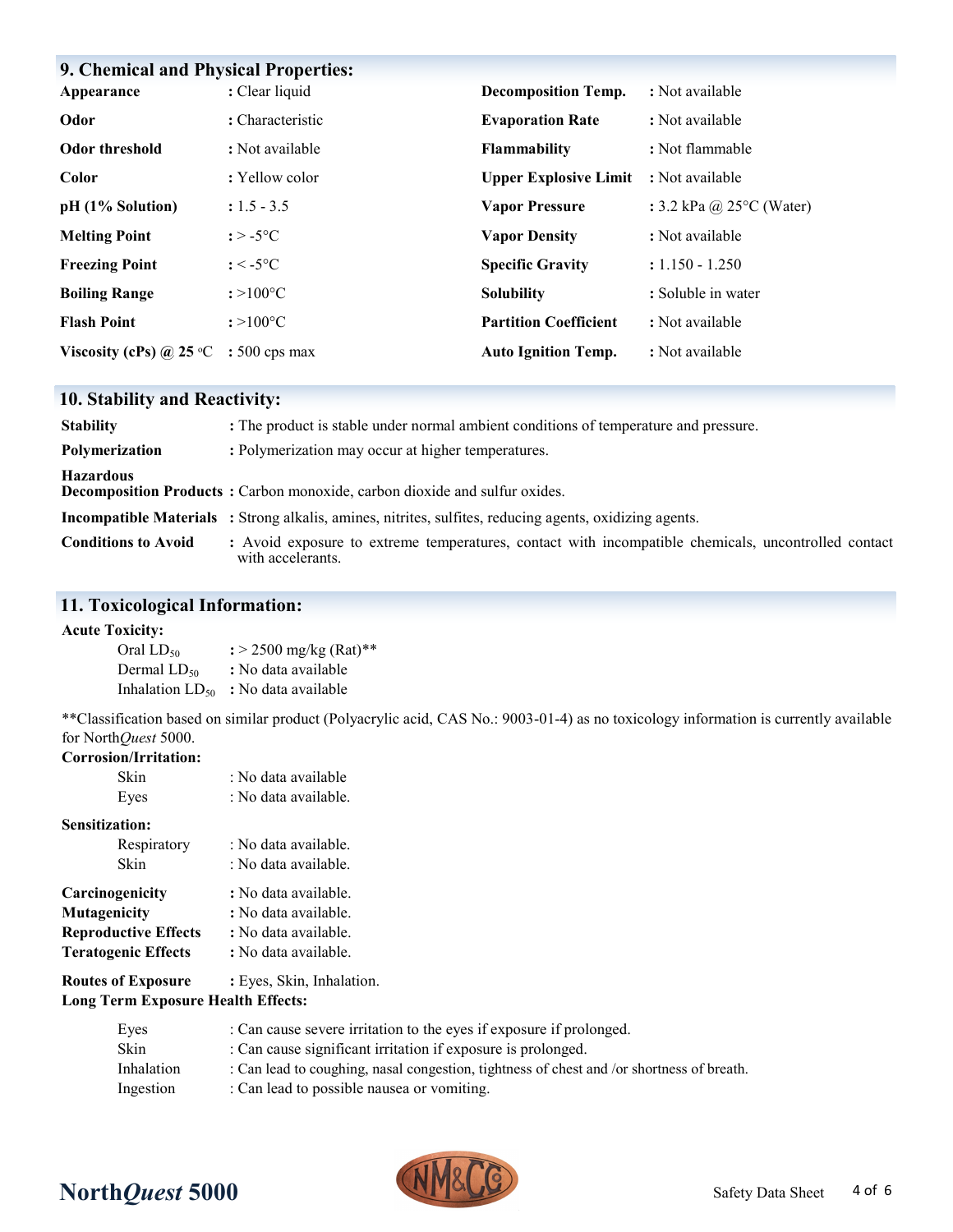## 9. Chemical and Physical Properties:

| | | | |
|---|---|---|---|
| **Appearance** | : Clear liquid | **Decomposition Temp.** | : Not available |
| **Odor** | : Characteristic | **Evaporation Rate** | : Not available |
| **Odor threshold** | : Not available | **Flammability** | : Not flammable |
| **Color** | : Yellow color | **Upper Explosive Limit** | : Not available |
| **pH (1% Solution)** | : 1.5 - 3.5 | **Vapor Pressure** | : 3.2 kPa @ 25°C (Water) |
| **Melting Point** | : > -5°C | **Vapor Density** | : Not available |
| **Freezing Point** | : < -5°C | **Specific Gravity** | : 1.150 - 1.250 |
| **Boiling Range** | : >100°C | **Solubility** | : Soluble in water |
| **Flash Point** | : >100°C | **Partition Coefficient** | : Not available |
| **Viscosity (cPs) @ 25 °C** | : 500 cps max | **Auto Ignition Temp.** | : Not available |

## 10. Stability and Reactivity:

**Stability** : The product is stable under normal ambient conditions of temperature and pressure.

**Polymerization** : Polymerization may occur at higher temperatures.

**Hazardous Decomposition Products** : Carbon monoxide, carbon dioxide and sulfur oxides.

**Incompatible Materials** : Strong alkalis, amines, nitrites, sulfites, reducing agents, oxidizing agents.

**Conditions to Avoid** : Avoid exposure to extreme temperatures, contact with incompatible chemicals, uncontrolled contact with accelerants.

## 11. Toxicological Information:

**Acute Toxicity:**

- Oral $LD_{50}$ : > 2500 mg/kg (Rat)**
- Dermal $LD_{50}$ : No data available
- Inhalation $LD_{50}$ : No data available

**Classification based on similar product (Polyacrylic acid, CAS No.: 9003-01-4) as no toxicology information is currently available for North*Quest* 5000.

**Corrosion/Irritation:**

- Skin : No data available
- Eyes : No data available.

**Sensitization:**

- Respiratory : No data available.
- Skin : No data available.

**Carcinogenicity** : No data available.
**Mutagenicity** : No data available.
**Reproductive Effects** : No data available.
**Teratogenic Effects** : No data available.

**Routes of Exposure** : Eyes, Skin, Inhalation.

**Long Term Exposure Health Effects:**

- Eyes : Can cause severe irritation to the eyes if exposure if prolonged.
- Skin : Can cause significant irritation if exposure is prolonged.
- Inhalation : Can lead to coughing, nasal congestion, tightness of chest and /or shortness of breath.
- Ingestion : Can lead to possible nausea or vomiting.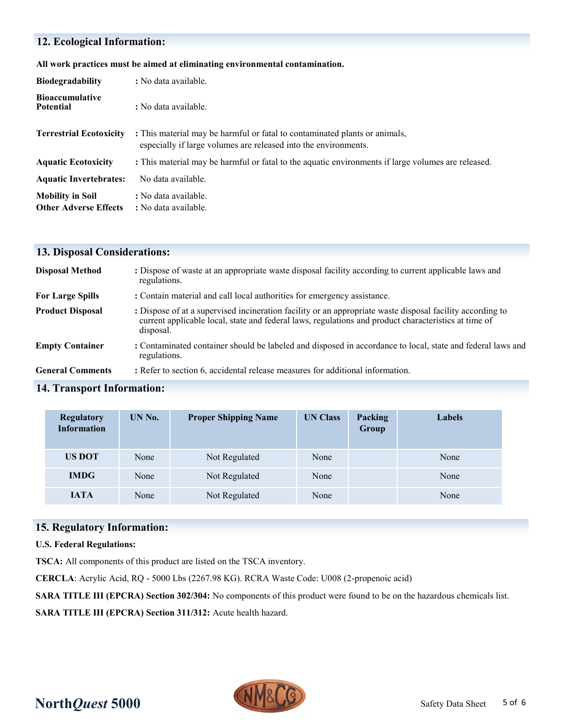## 12. Ecological Information:

**All work practices must be aimed at eliminating environmental contamination.**

**Biodegradability** : No data available.

**Bioaccumulative Potential** : No data available.

**Terrestrial Ecotoxicity** : This material may be harmful or fatal to contaminated plants or animals, especially if large volumes are released into the environments.

**Aquatic Ecotoxicity** : This material may be harmful or fatal to the aquatic environments if large volumes are released.

**Aquatic Invertebrates:** No data available.

**Mobility in Soil** : No data available.

**Other Adverse Effects** : No data available.

## 13. Disposal Considerations:

**Disposal Method** : Dispose of waste at an appropriate waste disposal facility according to current applicable laws and regulations.

**For Large Spills** : Contain material and call local authorities for emergency assistance.

**Product Disposal** : Dispose of at a supervised incineration facility or an appropriate waste disposal facility according to current applicable local, state and federal laws, regulations and product characteristics at time of disposal.

**Empty Container** : Contaminated container should be labeled and disposed in accordance to local, state and federal laws and regulations.

**General Comments** : Refer to section 6, accidental release measures for additional information.

## 14. Transport Information:

| Regulatory Information | UN No. | Proper Shipping Name | UN Class | Packing Group | Labels |
|---|---|---|---|---|---|
| US DOT | None | Not Regulated | None | | None |
| IMDG | None | Not Regulated | None | | None |
| IATA | None | Not Regulated | None | | None |

## 15. Regulatory Information:

**U.S. Federal Regulations:**

**TSCA:** All components of this product are listed on the TSCA inventory.

**CERCLA**: Acrylic Acid, RQ - 5000 Lbs (2267.98 KG). RCRA Waste Code: U008 (2-propenoic acid)

**SARA TITLE III (EPCRA) Section 302/304:** No components of this product were found to be on the hazardous chemicals list.

**SARA TITLE III (EPCRA) Section 311/312:** Acute health hazard.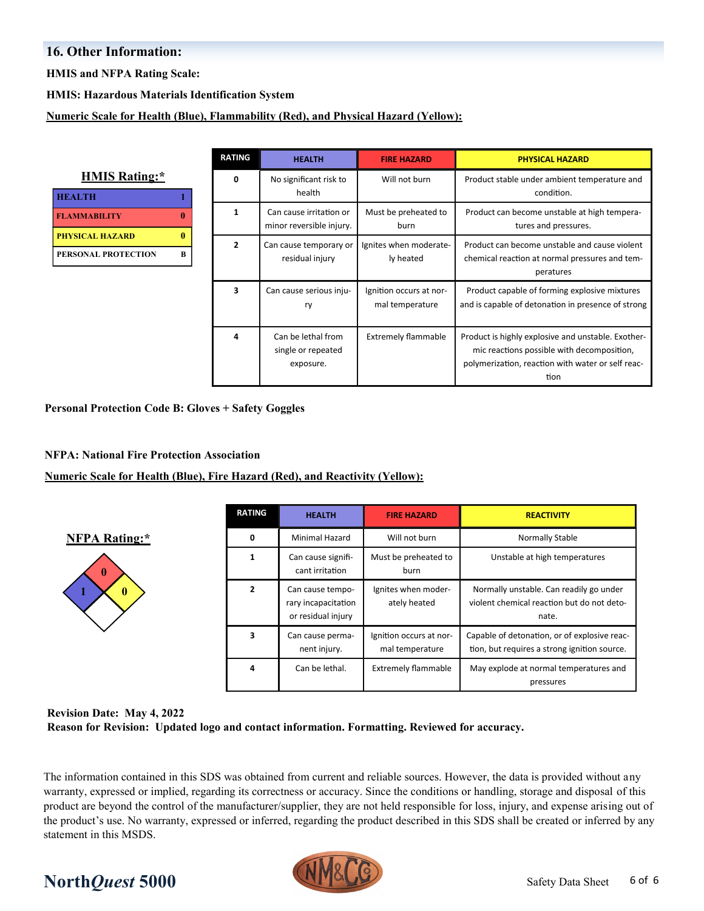## 16. Other Information:

**HMIS and NFPA Rating Scale:**

**HMIS: Hazardous Materials Identification System**

**Numeric Scale for Health (Blue), Flammability (Red), and Physical Hazard (Yellow):**

**HMIS Rating:***

| | |
|---|---|
| HEALTH | 1 |
| FLAMMABILITY | 0 |
| PHYSICAL HAZARD | 0 |
| PERSONAL PROTECTION | B |

| RATING | HEALTH | FIRE HAZARD | PHYSICAL HAZARD |
|---|---|---|---|
| 0 | No significant risk to health | Will not burn | Product stable under ambient temperature and condition. |
| 1 | Can cause irritation or minor reversible injury. | Must be preheated to burn | Product can become unstable at high temperatures and pressures. |
| 2 | Can cause temporary or residual injury | Ignites when moderately heated | Product can become unstable and cause violent chemical reaction at normal pressures and temperatures |
| 3 | Can cause serious injury | Ignition occurs at normal temperature | Product capable of forming explosive mixtures and is capable of detonation in presence of strong |
| 4 | Can be lethal from single or repeated exposure. | Extremely flammable | Product is highly explosive and unstable. Exothermic reactions possible with decomposition, polymerization, reaction with water or self reaction |

**Personal Protection Code B: Gloves + Safety Goggles**

**NFPA: National Fire Protection Association**

**Numeric Scale for Health (Blue), Fire Hazard (Red), and Reactivity (Yellow):**

**NFPA Rating:***

0

1 0

| RATING | HEALTH | FIRE HAZARD | REACTIVITY |
|---|---|---|---|
| 0 | Minimal Hazard | Will not burn | Normally Stable |
| 1 | Can cause significant irritation | Must be preheated to burn | Unstable at high temperatures |
| 2 | Can cause temporary incapacitation or residual injury | Ignites when moderately heated | Normally unstable. Can readily go under violent chemical reaction but do not detonate. |
| 3 | Can cause permanent injury. | Ignition occurs at normal temperature | Capable of detonation, or of explosive reaction, but requires a strong ignition source. |
| 4 | Can be lethal. | Extremely flammable | May explode at normal temperatures and pressures |

**Revision Date: May 4, 2022**
**Reason for Revision: Updated logo and contact information. Formatting. Reviewed for accuracy.**

The information contained in this SDS was obtained from current and reliable sources. However, the data is provided without any warranty, expressed or implied, regarding its correctness or accuracy. Since the conditions or handling, storage and disposal of this product are beyond the control of the manufacturer/supplier, they are not held responsible for loss, injury, and expense arising out of the product's use. No warranty, expressed or inferred, regarding the product described in this SDS shall be created or inferred by any statement in this MSDS.